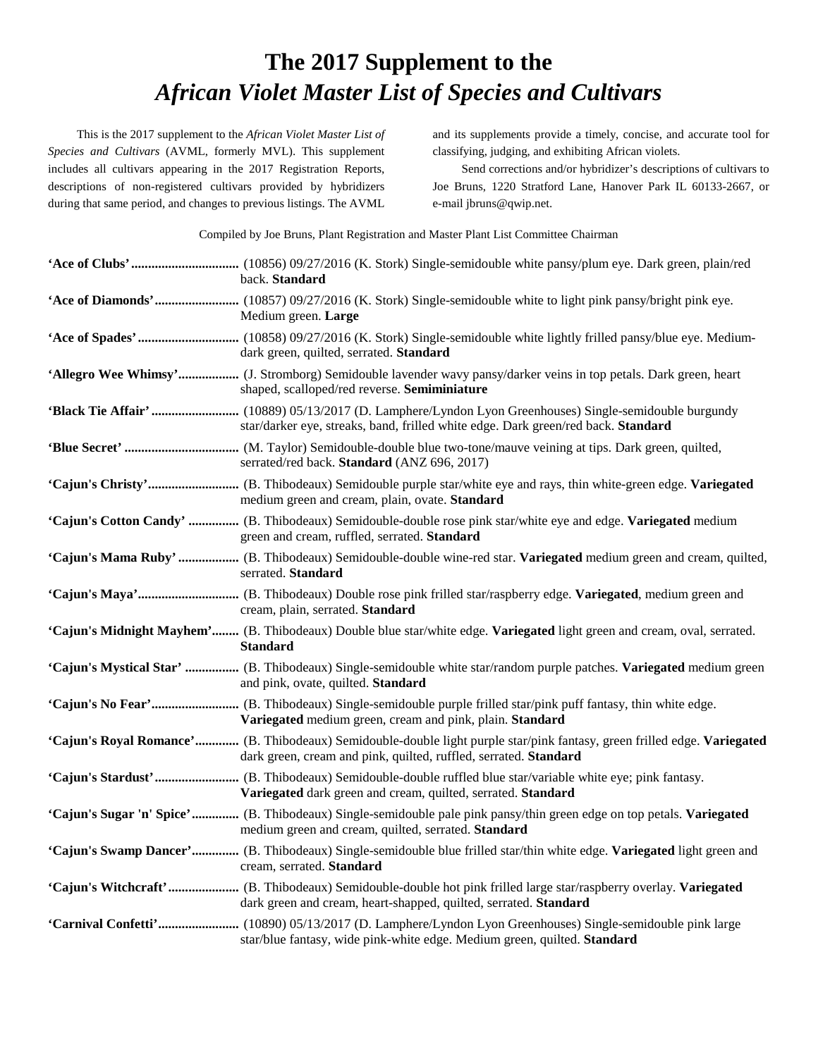# The 2017 Supplement to the *African Violet Master List of Species and Cultivars*

This is the 2017 supplement to the *African Violet Master List of Species and Cultivars* (AVML, formerly MVL). This supplement includes all cultivars appearing in the 2017 Registration Reports, descriptions of non-registered cultivars provided by hybridizers during that same period, and changes to previous listings. The AVML and its supplements provide a timely, concise, and accurate tool for classifying, judging, and exhibiting African violets.

Send corrections and/or hybridizer's descriptions of cultivars to Joe Bruns, 1220 Stratford Lane, Hanover Park IL 60133-2667, or e-mail jbruns@qwip.net.

Compiled by Joe Bruns, Plant Registration and Master Plant List Committee Chairman

**'Ace of Clubs'** ................................ (10856) 09/27/2016 (K. Stork) Single-semidouble white pansy/plum eye. Dark green, plain/red back. **Standard**

**'Ace of Diamonds'** ......................... (10857) 09/27/2016 (K. Stork) Single-semidouble white to light pink pansy/bright pink eye. Medium green. **Large**

**'Ace of Spades'** .............................. (10858) 09/27/2016 (K. Stork) Single-semidouble white lightly frilled pansy/blue eye. Medium-dark green, quilted, serrated. **Standard**

**'Allegro Wee Whimsy'** .................. (J. Stromborg) Semidouble lavender wavy pansy/darker veins in top petals. Dark green, heart shaped, scalloped/red reverse. **Semiminiature**

**'Black Tie Affair'** .......................... (10889) 05/13/2017 (D. Lamphere/Lyndon Lyon Greenhouses) Single-semidouble burgundy star/darker eye, streaks, band, frilled white edge. Dark green/red back. **Standard**

**'Blue Secret'** .................................. (M. Taylor) Semidouble-double blue two-tone/mauve veining at tips. Dark green, quilted, serrated/red back. **Standard** (ANZ 696, 2017)

**'Cajun's Christy'** ........................... (B. Thibodeaux) Semidouble purple star/white eye and rays, thin white-green edge. **Variegated** medium green and cream, plain, ovate. **Standard**

**'Cajun's Cotton Candy'** ............... (B. Thibodeaux) Semidouble-double rose pink star/white eye and edge. **Variegated** medium green and cream, ruffled, serrated. **Standard**

**'Cajun's Mama Ruby'** .................. (B. Thibodeaux) Semidouble-double wine-red star. **Variegated** medium green and cream, quilted, serrated. **Standard**

**'Cajun's Maya'** .............................. (B. Thibodeaux) Double rose pink frilled star/raspberry edge. **Variegated**, medium green and cream, plain, serrated. **Standard**

**'Cajun's Midnight Mayhem'** ........ (B. Thibodeaux) Double blue star/white edge. **Variegated** light green and cream, oval, serrated. **Standard**

**'Cajun's Mystical Star'** ................ (B. Thibodeaux) Single-semidouble white star/random purple patches. **Variegated** medium green and pink, ovate, quilted. **Standard**

**'Cajun's No Fear'** .......................... (B. Thibodeaux) Single-semidouble purple frilled star/pink puff fantasy, thin white edge. **Variegated** medium green, cream and pink, plain. **Standard**

**'Cajun's Royal Romance'** ............. (B. Thibodeaux) Semidouble-double light purple star/pink fantasy, green frilled edge. **Variegated** dark green, cream and pink, quilted, ruffled, serrated. **Standard**

**'Cajun's Stardust'** ......................... (B. Thibodeaux) Semidouble-double ruffled blue star/variable white eye; pink fantasy. **Variegated** dark green and cream, quilted, serrated. **Standard**

**'Cajun's Sugar 'n' Spice'** .............. (B. Thibodeaux) Single-semidouble pale pink pansy/thin green edge on top petals. **Variegated** medium green and cream, quilted, serrated. **Standard**

**'Cajun's Swamp Dancer'** .............. (B. Thibodeaux) Single-semidouble blue frilled star/thin white edge. **Variegated** light green and cream, serrated. **Standard**

**'Cajun's Witchcraft'** ..................... (B. Thibodeaux) Semidouble-double hot pink frilled large star/raspberry overlay. **Variegated** dark green and cream, heart-shapped, quilted, serrated. **Standard**

**'Carnival Confetti'** ........................ (10890) 05/13/2017 (D. Lamphere/Lyndon Lyon Greenhouses) Single-semidouble pink large star/blue fantasy, wide pink-white edge. Medium green, quilted. **Standard**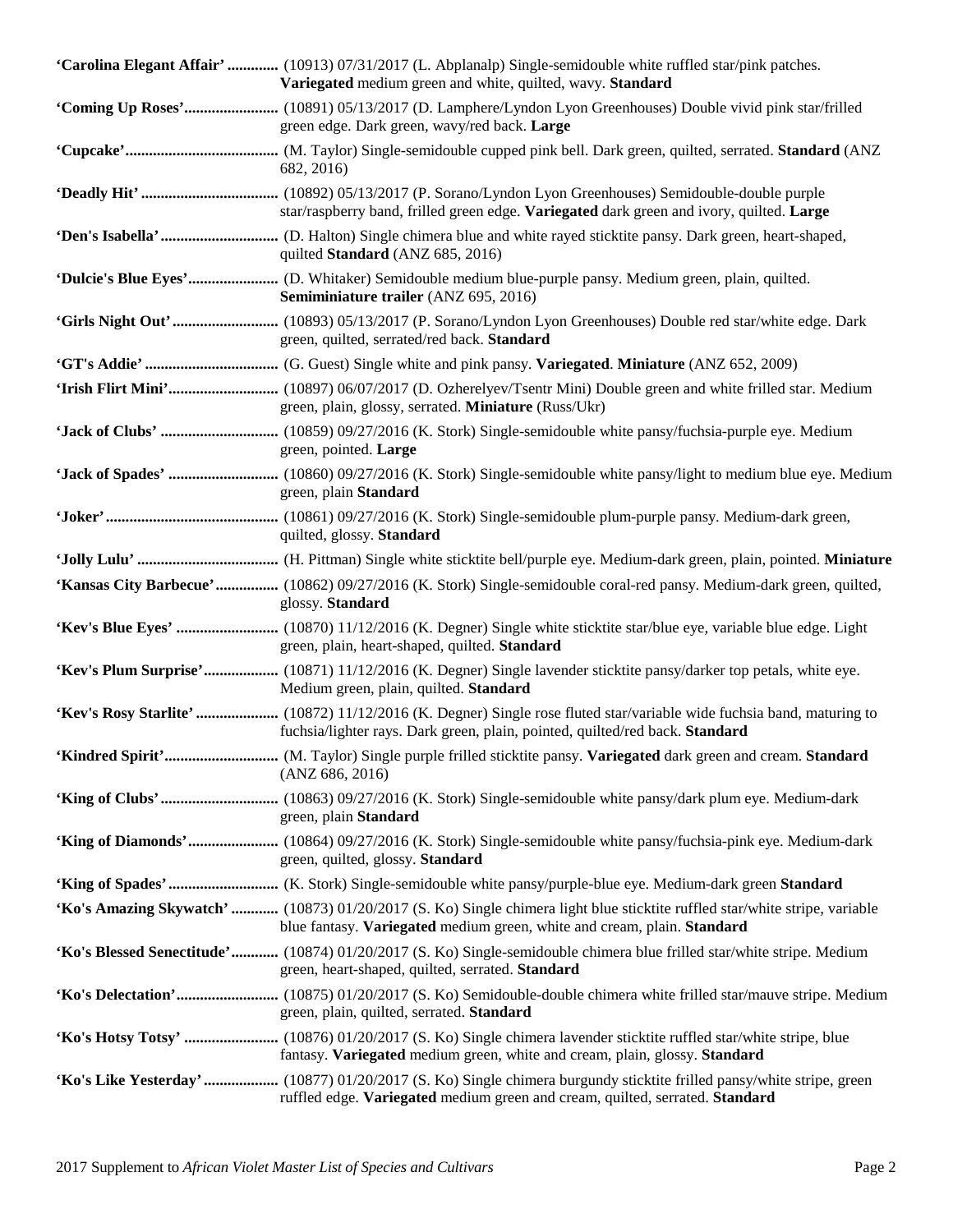**'Carolina Elegant Affair'** ............. (10913) 07/31/2017 (L. Abplanalp) Single-semidouble white ruffled star/pink patches. **Variegated** medium green and white, quilted, wavy. **Standard**

**'Coming Up Roses'**........................ (10891) 05/13/2017 (D. Lamphere/Lyndon Lyon Greenhouses) Double vivid pink star/frilled green edge. Dark green, wavy/red back. **Large**

**'Cupcake'**....................................... (M. Taylor) Single-semidouble cupped pink bell. Dark green, quilted, serrated. **Standard** (ANZ 682, 2016)

**'Deadly Hit'** ................................... (10892) 05/13/2017 (P. Sorano/Lyndon Lyon Greenhouses) Semidouble-double purple star/raspberry band, frilled green edge. **Variegated** dark green and ivory, quilted. **Large**

**'Den's Isabella'**.............................. (D. Halton) Single chimera blue and white rayed sticktite pansy. Dark green, heart-shaped, quilted **Standard** (ANZ 685, 2016)

**'Dulcie's Blue Eyes'**....................... (D. Whitaker) Semidouble medium blue-purple pansy. Medium green, plain, quilted. **Semiminiature trailer** (ANZ 695, 2016)

**'Girls Night Out'**........................... (10893) 05/13/2017 (P. Sorano/Lyndon Lyon Greenhouses) Double red star/white edge. Dark green, quilted, serrated/red back. **Standard**

**'GT's Addie'** .................................. (G. Guest) Single white and pink pansy. **Variegated**. **Miniature** (ANZ 652, 2009)

**'Irish Flirt Mini'**............................ (10897) 06/07/2017 (D. Ozherelyev/Tsentr Mini) Double green and white frilled star. Medium green, plain, glossy, serrated. **Miniature** (Russ/Ukr)

**'Jack of Clubs'** .............................. (10859) 09/27/2016 (K. Stork) Single-semidouble white pansy/fuchsia-purple eye. Medium green, pointed. **Large**

**'Jack of Spades'** ............................ (10860) 09/27/2016 (K. Stork) Single-semidouble white pansy/light to medium blue eye. Medium green, plain **Standard**

**'Joker'**............................................ (10861) 09/27/2016 (K. Stork) Single-semidouble plum-purple pansy. Medium-dark green, quilted, glossy. **Standard**

**'Jolly Lulu'** .................................... (H. Pittman) Single white sticktite bell/purple eye. Medium-dark green, plain, pointed. **Miniature**

**'Kansas City Barbecue'**................ (10862) 09/27/2016 (K. Stork) Single-semidouble coral-red pansy. Medium-dark green, quilted, glossy. **Standard**

**'Kev's Blue Eyes'** .......................... (10870) 11/12/2016 (K. Degner) Single white sticktite star/blue eye, variable blue edge. Light green, plain, heart-shaped, quilted. **Standard**

**'Kev's Plum Surprise'**................... (10871) 11/12/2016 (K. Degner) Single lavender sticktite pansy/darker top petals, white eye. Medium green, plain, quilted. **Standard**

**'Kev's Rosy Starlite'** ..................... (10872) 11/12/2016 (K. Degner) Single rose fluted star/variable wide fuchsia band, maturing to fuchsia/lighter rays. Dark green, plain, pointed, quilted/red back. **Standard**

**'Kindred Spirit'**............................. (M. Taylor) Single purple frilled sticktite pansy. **Variegated** dark green and cream. **Standard** (ANZ 686, 2016)

**'King of Clubs'**.............................. (10863) 09/27/2016 (K. Stork) Single-semidouble white pansy/dark plum eye. Medium-dark green, plain **Standard**

**'King of Diamonds'**....................... (10864) 09/27/2016 (K. Stork) Single-semidouble white pansy/fuchsia-pink eye. Medium-dark green, quilted, glossy. **Standard**

**'King of Spades'**............................ (K. Stork) Single-semidouble white pansy/purple-blue eye. Medium-dark green **Standard**

**'Ko's Amazing Skywatch'** ............ (10873) 01/20/2017 (S. Ko) Single chimera light blue sticktite ruffled star/white stripe, variable blue fantasy. **Variegated** medium green, white and cream, plain. **Standard**

**'Ko's Blessed Senectitude'**............ (10874) 01/20/2017 (S. Ko) Single-semidouble chimera blue frilled star/white stripe. Medium green, heart-shaped, quilted, serrated. **Standard**

**'Ko's Delectation'**.......................... (10875) 01/20/2017 (S. Ko) Semidouble-double chimera white frilled star/mauve stripe. Medium green, plain, quilted, serrated. **Standard**

**'Ko's Hotsy Totsy'** ........................ (10876) 01/20/2017 (S. Ko) Single chimera lavender sticktite ruffled star/white stripe, blue fantasy. **Variegated** medium green, white and cream, plain, glossy. **Standard**

**'Ko's Like Yesterday'** ................... (10877) 01/20/2017 (S. Ko) Single chimera burgundy sticktite frilled pansy/white stripe, green ruffled edge. **Variegated** medium green and cream, quilted, serrated. **Standard**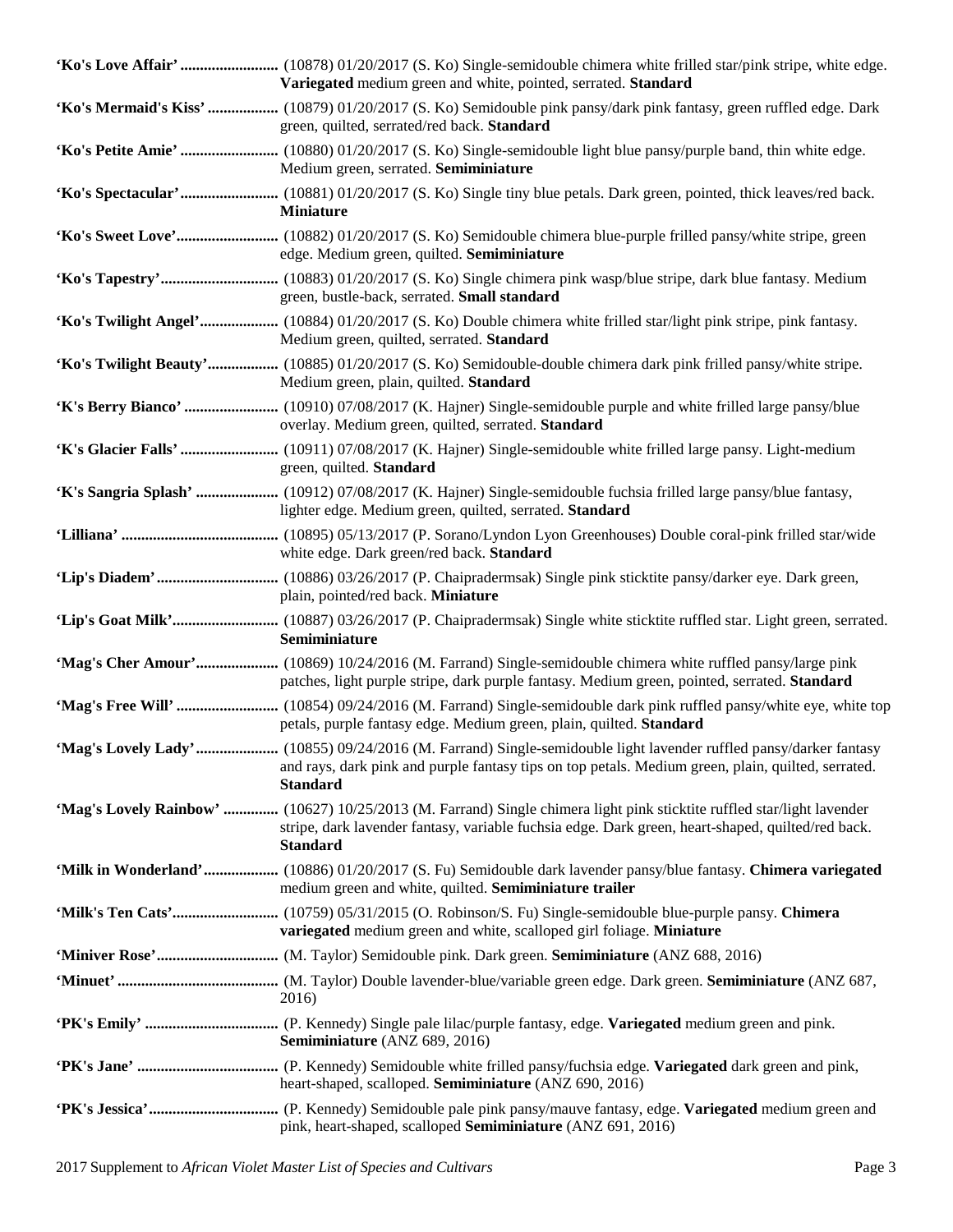**'Ko's Love Affair'** ......................... (10878) 01/20/2017 (S. Ko) Single-semidouble chimera white frilled star/pink stripe, white edge. **Variegated** medium green and white, pointed, serrated. **Standard**

**'Ko's Mermaid's Kiss'** .................. (10879) 01/20/2017 (S. Ko) Semidouble pink pansy/dark pink fantasy, green ruffled edge. Dark green, quilted, serrated/red back. **Standard**

**'Ko's Petite Amie'** ......................... (10880) 01/20/2017 (S. Ko) Single-semidouble light blue pansy/purple band, thin white edge. Medium green, serrated. **Semiminiature**

**'Ko's Spectacular'**......................... (10881) 01/20/2017 (S. Ko) Single tiny blue petals. Dark green, pointed, thick leaves/red back. **Miniature**

**'Ko's Sweet Love'**.......................... (10882) 01/20/2017 (S. Ko) Semidouble chimera blue-purple frilled pansy/white stripe, green edge. Medium green, quilted. **Semiminiature**

**'Ko's Tapestry'**.............................. (10883) 01/20/2017 (S. Ko) Single chimera pink wasp/blue stripe, dark blue fantasy. Medium green, bustle-back, serrated. **Small standard**

**'Ko's Twilight Angel'**.................... (10884) 01/20/2017 (S. Ko) Double chimera white frilled star/light pink stripe, pink fantasy. Medium green, quilted, serrated. **Standard**

**'Ko's Twilight Beauty'**.................. (10885) 01/20/2017 (S. Ko) Semidouble-double chimera dark pink frilled pansy/white stripe. Medium green, plain, quilted. **Standard**

**'K's Berry Bianco'** ........................ (10910) 07/08/2017 (K. Hajner) Single-semidouble purple and white frilled large pansy/blue overlay. Medium green, quilted, serrated. **Standard**

**'K's Glacier Falls'** ......................... (10911) 07/08/2017 (K. Hajner) Single-semidouble white frilled large pansy. Light-medium green, quilted. **Standard**

**'K's Sangria Splash'** ..................... (10912) 07/08/2017 (K. Hajner) Single-semidouble fuchsia frilled large pansy/blue fantasy, lighter edge. Medium green, quilted, serrated. **Standard**

**'Lilliana'** ........................................ (10895) 05/13/2017 (P. Sorano/Lyndon Lyon Greenhouses) Double coral-pink frilled star/wide white edge. Dark green/red back. **Standard**

**'Lip's Diadem'**............................... (10886) 03/26/2017 (P. Chaipradermsak) Single pink sticktite pansy/darker eye. Dark green, plain, pointed/red back. **Miniature**

**'Lip's Goat Milk'**........................... (10887) 03/26/2017 (P. Chaipradermsak) Single white sticktite ruffled star. Light green, serrated. **Semiminiature**

**'Mag's Cher Amour'**..................... (10869) 10/24/2016 (M. Farrand) Single-semidouble chimera white ruffled pansy/large pink patches, light purple stripe, dark purple fantasy. Medium green, pointed, serrated. **Standard**

**'Mag's Free Will'** .......................... (10854) 09/24/2016 (M. Farrand) Single-semidouble dark pink ruffled pansy/white eye, white top petals, purple fantasy edge. Medium green, plain, quilted. **Standard**

**'Mag's Lovely Lady'**..................... (10855) 09/24/2016 (M. Farrand) Single-semidouble light lavender ruffled pansy/darker fantasy and rays, dark pink and purple fantasy tips on top petals. Medium green, plain, quilted, serrated. **Standard**

**'Mag's Lovely Rainbow'** .............. (10627) 10/25/2013 (M. Farrand) Single chimera light pink sticktite ruffled star/light lavender stripe, dark lavender fantasy, variable fuchsia edge. Dark green, heart-shaped, quilted/red back. **Standard**

**'Milk in Wonderland'**................... (10886) 01/20/2017 (S. Fu) Semidouble dark lavender pansy/blue fantasy. **Chimera variegated** medium green and white, quilted. **Semiminiature trailer**

**'Milk's Ten Cats'**........................... (10759) 05/31/2015 (O. Robinson/S. Fu) Single-semidouble blue-purple pansy. **Chimera variegated** medium green and white, scalloped girl foliage. **Miniature**

**'Miniver Rose'**............................... (M. Taylor) Semidouble pink. Dark green. **Semiminiature** (ANZ 688, 2016)

**'Minuet'** ......................................... (M. Taylor) Double lavender-blue/variable green edge. Dark green. **Semiminiature** (ANZ 687, 2016)

**'PK's Emily'** .................................. (P. Kennedy) Single pale lilac/purple fantasy, edge. **Variegated** medium green and pink. **Semiminiature** (ANZ 689, 2016)

**'PK's Jane'** .................................... (P. Kennedy) Semidouble white frilled pansy/fuchsia edge. **Variegated** dark green and pink, heart-shaped, scalloped. **Semiminiature** (ANZ 690, 2016)

**'PK's Jessica'**................................. (P. Kennedy) Semidouble pale pink pansy/mauve fantasy, edge. **Variegated** medium green and pink, heart-shaped, scalloped **Semiminiature** (ANZ 691, 2016)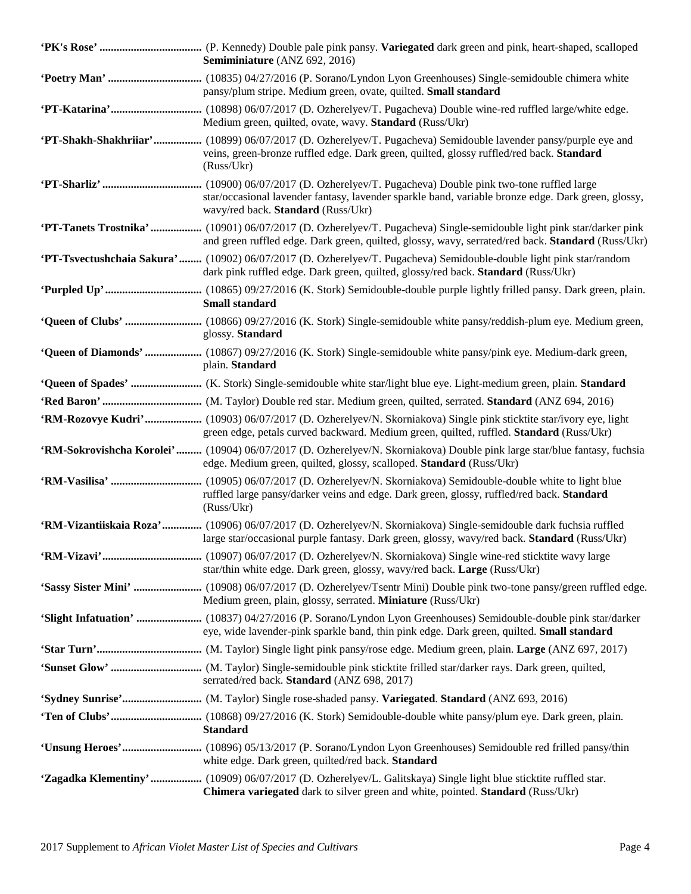**'PK's Rose'** .................................... (P. Kennedy) Double pale pink pansy. **Variegated** dark green and pink, heart-shaped, scalloped **Semiminiature** (ANZ 692, 2016)

**'Poetry Man'** ................................ (10835) 04/27/2016 (P. Sorano/Lyndon Lyon Greenhouses) Single-semidouble chimera white pansy/plum stripe. Medium green, ovate, quilted. **Small standard**

**'PT-Katarina'**................................ (10898) 06/07/2017 (D. Ozherelyev/T. Pugacheva) Double wine-red ruffled large/white edge. Medium green, quilted, ovate, wavy. **Standard** (Russ/Ukr)

**'PT-Shakh-Shakhriiar'**................. (10899) 06/07/2017 (D. Ozherelyev/T. Pugacheva) Semidouble lavender pansy/purple eye and veins, green-bronze ruffled edge. Dark green, quilted, glossy ruffled/red back. **Standard** (Russ/Ukr)

**'PT-Sharliz'** .................................. (10900) 06/07/2017 (D. Ozherelyev/T. Pugacheva) Double pink two-tone ruffled large star/occasional lavender fantasy, lavender sparkle band, variable bronze edge. Dark green, glossy, wavy/red back. **Standard** (Russ/Ukr)

**'PT-Tanets Trostnika'** .................. (10901) 06/07/2017 (D. Ozherelyev/T. Pugacheva) Single-semidouble light pink star/darker pink and green ruffled edge. Dark green, quilted, glossy, wavy, serrated/red back. **Standard** (Russ/Ukr)

**'PT-Tsvectushchaia Sakura'**........ (10902) 06/07/2017 (D. Ozherelyev/T. Pugacheva) Semidouble-double light pink star/random dark pink ruffled edge. Dark green, quilted, glossy/red back. **Standard** (Russ/Ukr)

**'Purpled Up'**................................. (10865) 09/27/2016 (K. Stork) Semidouble-double purple lightly frilled pansy. Dark green, plain. **Small standard**

**'Queen of Clubs'** ........................... (10866) 09/27/2016 (K. Stork) Single-semidouble white pansy/reddish-plum eye. Medium green, glossy. **Standard**

**'Queen of Diamonds'** .................... (10867) 09/27/2016 (K. Stork) Single-semidouble white pansy/pink eye. Medium-dark green, plain. **Standard**

**'Queen of Spades'** ......................... (K. Stork) Single-semidouble white star/light blue eye. Light-medium green, plain. **Standard**

**'Red Baron'** .................................. (M. Taylor) Double red star. Medium green, quilted, serrated. **Standard** (ANZ 694, 2016)

**'RM-Rozovye Kudri'**.................... (10903) 06/07/2017 (D. Ozherelyev/N. Skorniakova) Single pink sticktite star/ivory eye, light green edge, petals curved backward. Medium green, quilted, ruffled. **Standard** (Russ/Ukr)

**'RM-Sokrovishcha Korolei'**......... (10904) 06/07/2017 (D. Ozherelyev/N. Skorniakova) Double pink large star/blue fantasy, fuchsia edge. Medium green, quilted, glossy, scalloped. **Standard** (Russ/Ukr)

**'RM-Vasilisa'** ................................ (10905) 06/07/2017 (D. Ozherelyev/N. Skorniakova) Semidouble-double white to light blue ruffled large pansy/darker veins and edge. Dark green, glossy, ruffled/red back. **Standard** (Russ/Ukr)

**'RM-Vizantiiskaia Roza'**.............. (10906) 06/07/2017 (D. Ozherelyev/N. Skorniakova) Single-semidouble dark fuchsia ruffled large star/occasional purple fantasy. Dark green, glossy, wavy/red back. **Standard** (Russ/Ukr)

**'RM-Vizavi'**.................................. (10907) 06/07/2017 (D. Ozherelyev/N. Skorniakova) Single wine-red sticktite wavy large star/thin white edge. Dark green, glossy, wavy/red back. **Large** (Russ/Ukr)

**'Sassy Sister Mini'** ........................ (10908) 06/07/2017 (D. Ozherelyev/Tsentr Mini) Double pink two-tone pansy/green ruffled edge. Medium green, plain, glossy, serrated. **Miniature** (Russ/Ukr)

**'Slight Infatuation'** ....................... (10837) 04/27/2016 (P. Sorano/Lyndon Lyon Greenhouses) Semidouble-double pink star/darker eye, wide lavender-pink sparkle band, thin pink edge. Dark green, quilted. **Small standard**

**'Star Turn'**..................................... (M. Taylor) Single light pink pansy/rose edge. Medium green, plain. **Large** (ANZ 697, 2017)

**'Sunset Glow'** ................................ (M. Taylor) Single-semidouble pink sticktite frilled star/darker rays. Dark green, quilted, serrated/red back. **Standard** (ANZ 698, 2017)

**'Sydney Sunrise'**............................ (M. Taylor) Single rose-shaded pansy. **Variegated**. **Standard** (ANZ 693, 2016)

**'Ten of Clubs'**................................ (10868) 09/27/2016 (K. Stork) Semidouble-double white pansy/plum eye. Dark green, plain. **Standard**

**'Unsung Heroes'**............................ (10896) 05/13/2017 (P. Sorano/Lyndon Lyon Greenhouses) Semidouble red frilled pansy/thin white edge. Dark green, quilted/red back. **Standard**

**'Zagadka Klementiny'** .................. (10909) 06/07/2017 (D. Ozherelyev/L. Galitskaya) Single light blue sticktite ruffled star. **Chimera variegated** dark to silver green and white, pointed. **Standard** (Russ/Ukr)